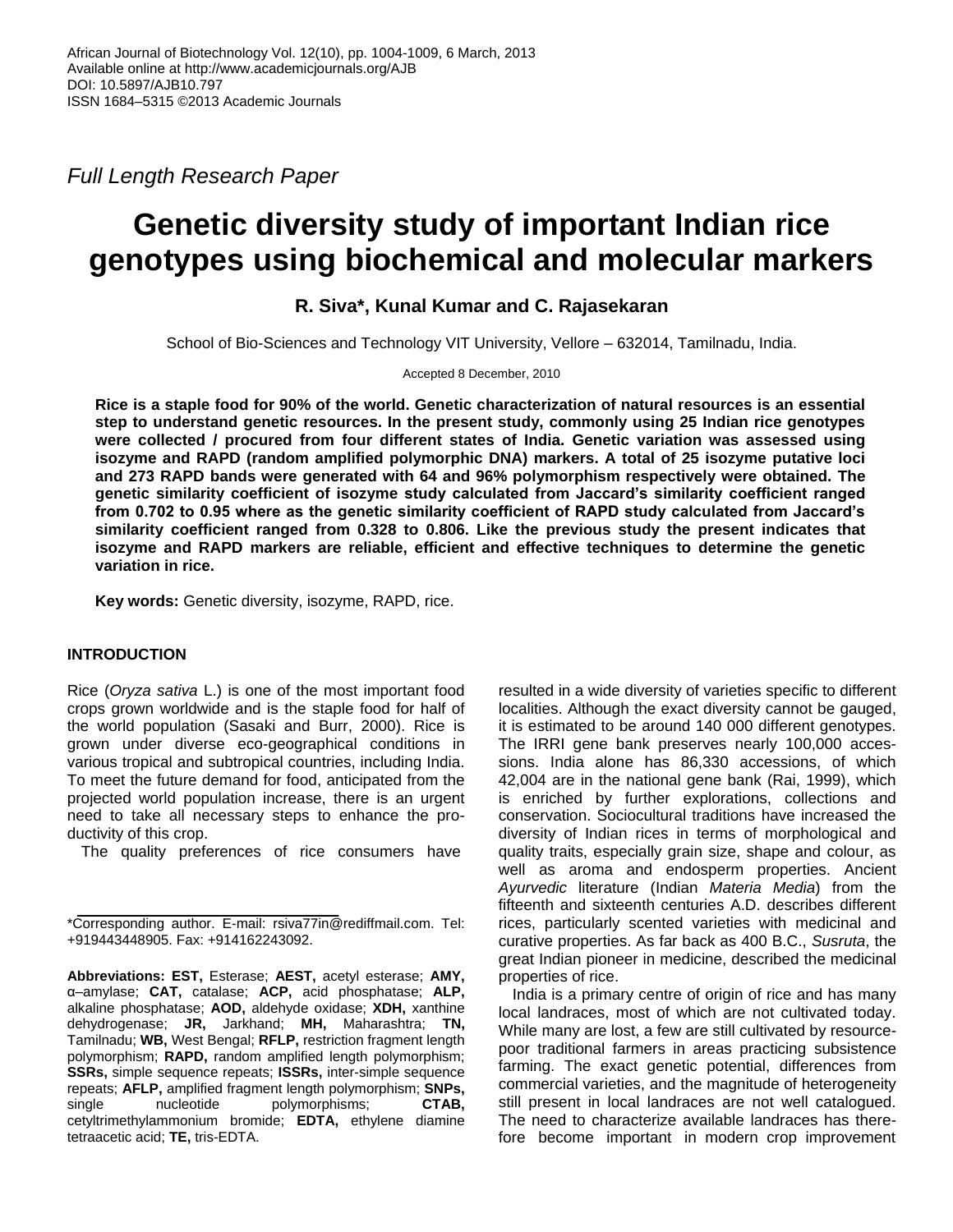*Full Length Research Paper*

# Genetic diversity study of important Indian rice genotypes using biochemical and molecular markers

**R. Siva\*, Kunal Kumar and C. Rajasekaran**

School of Bio-Sciences and Technology VIT University, Vellore – 632014, Tamilnadu, India.

Accepted 8 December, 2010

**Rice is a staple food for 90% of the world. Genetic characterization of natural resources is an essential step to understand genetic resources. In the present study, commonly using 25 Indian rice genotypes were collected / procured from four different states of India. Genetic variation was assessed using isozyme and RAPD (random amplified polymorphic DNA) markers. A total of 25 isozyme putative loci and 273 RAPD bands were generated with 64 and 96% polymorphism respectively were obtained. The genetic similarity coefficient of isozyme study calculated from Jaccard's similarity coefficient ranged from 0.702 to 0.95 where as the genetic similarity coefficient of RAPD study calculated from Jaccard's similarity coefficient ranged from 0.328 to 0.806. Like the previous study the present indicates that isozyme and RAPD markers are reliable, efficient and effective techniques to determine the genetic variation in rice.**

**Key words:** Genetic diversity, isozyme, RAPD, rice.

## INTRODUCTION

Rice (*Oryza sativa* L.) is one of the most important food crops grown worldwide and is the staple food for half of the world population (Sasaki and Burr, 2000). Rice is grown under diverse eco-geographical conditions in various tropical and subtropical countries, including India. To meet the future demand for food, anticipated from the projected world population increase, there is an urgent need to take all necessary steps to enhance the productivity of this crop.

The quality preferences of rice consumers have resulted in a wide diversity of varieties specific to different localities. Although the exact diversity cannot be gauged, it is estimated to be around 140 000 different genotypes. The IRRI gene bank preserves nearly 100,000 accessions. India alone has 86,330 accessions, of which 42,004 are in the national gene bank (Rai, 1999), which is enriched by further explorations, collections and conservation. Sociocultural traditions have increased the diversity of Indian rices in terms of morphological and quality traits, especially grain size, shape and colour, as well as aroma and endosperm properties. Ancient *Ayurvedic* literature (Indian *Materia Media*) from the fifteenth and sixteenth centuries A.D. describes different rices, particularly scented varieties with medicinal and curative properties. As far back as 400 B.C., *Susruta*, the great Indian pioneer in medicine, described the medicinal properties of rice.

India is a primary centre of origin of rice and has many local landraces, most of which are not cultivated today. While many are lost, a few are still cultivated by resource-poor traditional farmers in areas practicing subsistence farming. The exact genetic potential, differences from commercial varieties, and the magnitude of heterogeneity still present in local landraces are not well catalogued. The need to characterize available landraces has therefore become important in modern crop improvement

\*Corresponding author. E-mail: rsiva77in@rediffmail.com. Tel: +919443448905. Fax: +914162243092.

**Abbreviations: EST,** Esterase; **AEST,** acetyl esterase; **AMY,** α–amylase; **CAT,** catalase; **ACP,** acid phosphatase; **ALP,** alkaline phosphatase; **AOD,** aldehyde oxidase; **XDH,** xanthine dehydrogenase; **JR,** Jarkhand; **MH,** Maharashtra; **TN,** Tamilnadu; **WB,** West Bengal; **RFLP,** restriction fragment length polymorphism; **RAPD,** random amplified length polymorphism; **SSRs,** simple sequence repeats; **ISSRs,** inter-simple sequence repeats; **AFLP,** amplified fragment length polymorphism; **SNPs,** single nucleotide polymorphisms; **CTAB,** cetyltrimethylammonium bromide; **EDTA,** ethylene diamine tetraacetic acid; **TE,** tris-EDTA.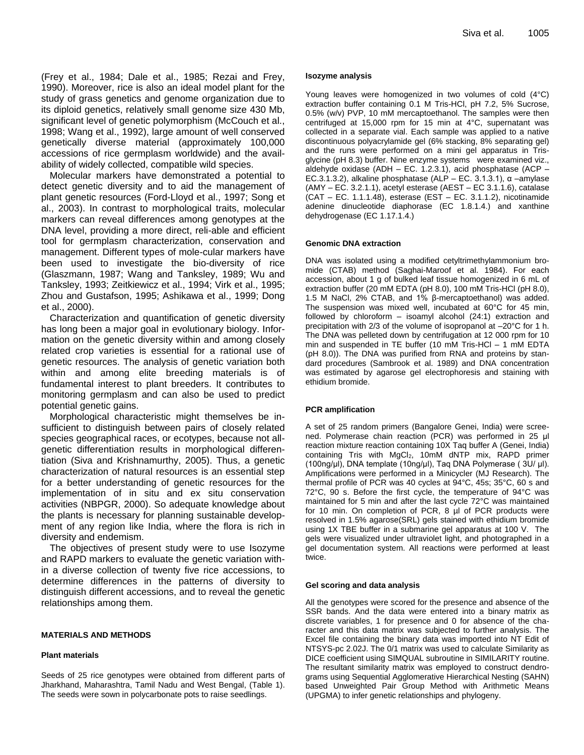(Frey et al., 1984; Dale et al., 1985; Rezai and Frey, 1990). Moreover, rice is also an ideal model plant for the study of grass genetics and genome organization due to its diploid genetics, relatively small genome size 430 Mb, significant level of genetic polymorphism (McCouch et al., 1998; Wang et al., 1992), large amount of well conserved genetically diverse material (approximately 100,000 accessions of rice germplasm worldwide) and the availability of widely collected, compatible wild species.

Molecular markers have demonstrated a potential to detect genetic diversity and to aid the management of plant genetic resources (Ford-Lloyd et al., 1997; Song et al., 2003). In contrast to morphological traits, molecular markers can reveal differences among genotypes at the DNA level, providing a more direct, reli-able and efficient tool for germplasm characterization, conservation and management. Different types of mole-cular markers have been used to investigate the bio-diversity of rice (Glaszmann, 1987; Wang and Tanksley, 1989; Wu and Tanksley, 1993; Zeitkiewicz et al., 1994; Virk et al., 1995; Zhou and Gustafson, 1995; Ashikawa et al., 1999; Dong et al., 2000).

Characterization and quantification of genetic diversity has long been a major goal in evolutionary biology. Information on the genetic diversity within and among closely related crop varieties is essential for a rational use of genetic resources. The analysis of genetic variation both within and among elite breeding materials is of fundamental interest to plant breeders. It contributes to monitoring germplasm and can also be used to predict potential genetic gains.

Morphological characteristic might themselves be insufficient to distinguish between pairs of closely related species geographical races, or ecotypes, because not all-genetic differentiation results in morphological differentiation (Siva and Krishnamurthy, 2005). Thus, a genetic characterization of natural resources is an essential step for a better understanding of genetic resources for the implementation of in situ and ex situ conservation activities (NBPGR, 2000). So adequate knowledge about the plants is necessary for planning sustainable development of any region like India, where the flora is rich in diversity and endemism.

The objectives of present study were to use Isozyme and RAPD markers to evaluate the genetic variation within a diverse collection of twenty five rice accessions, to determine differences in the patterns of diversity to distinguish different accessions, and to reveal the genetic relationships among them.

## MATERIALS AND METHODS

### Plant materials

Seeds of 25 rice genotypes were obtained from different parts of Jharkhand, Maharashtra, Tamil Nadu and West Bengal, (Table 1). The seeds were sown in polycarbonate pots to raise seedlings.

### Isozyme analysis

Young leaves were homogenized in two volumes of cold (4°C) extraction buffer containing 0.1 M Tris-HCl, pH 7.2, 5% Sucrose, 0.5% (w/v) PVP, 10 mM mercaptoethanol. The samples were then centrifuged at 15,000 rpm for 15 min at 4°C, supernatant was collected in a separate vial. Each sample was applied to a native discontinuous polyacrylamide gel (6% stacking, 8% separating gel) and the runs were performed on a mini gel apparatus in Tris-glycine (pH 8.3) buffer. Nine enzyme systems were examined viz., aldehyde oxidase (ADH – EC. 1.2.3.1), acid phosphatase (ACP – EC.3.1.3.2), alkaline phosphatase (ALP – EC. 3.1.3.1), α –amylase (AMY – EC. 3.2.1.1), acetyl esterase (AEST – EC 3.1.1.6), catalase (CAT – EC. 1.1.1.48), esterase (EST – EC. 3.1.1.2), nicotinamide adenine dinucleotide diaphorase (EC 1.8.1.4.) and xanthine dehydrogenase (EC 1.17.1.4.)

### Genomic DNA extraction

DNA was isolated using a modified cetyltrimethylammonium bromide (CTAB) method (Saghai-Maroof et al. 1984). For each accession, about 1 g of bulked leaf tissue homogenized in 6 mL of extraction buffer (20 mM EDTA (pH 8.0), 100 mM Tris-HCl (pH 8.0), 1.5 M NaCl, 2% CTAB, and 1% β-mercaptoethanol) was added. The suspension was mixed well, incubated at 60°C for 45 min, followed by chloroform – isoamyl alcohol (24:1) extraction and precipitation with 2/3 of the volume of isopropanol at –20°C for 1 h. The DNA was pelleted down by centrifugation at 12 000 rpm for 10 min and suspended in TE buffer (10 mM Tris-HCl – 1 mM EDTA (pH 8.0)). The DNA was purified from RNA and proteins by standard procedures (Sambrook et al. 1989) and DNA concentration was estimated by agarose gel electrophoresis and staining with ethidium bromide.

### PCR amplification

A set of 25 random primers (Bangalore Genei, India) were screened. Polymerase chain reaction (PCR) was performed in 25 µl reaction mixture reaction containing 10X Taq buffer A (Genei, India) containing Tris with $MgCl_2$, 10mM dNTP mix, RAPD primer (100ng/µl), DNA template (10ng/µl), Taq DNA Polymerase ( 3U/ µl). Amplifications were performed in a Minicycler (MJ Research). The thermal profile of PCR was 40 cycles at 94°C, 45s; 35°C, 60 s and 72°C, 90 s. Before the first cycle, the temperature of 94°C was maintained for 5 min and after the last cycle 72°C was maintained for 10 min. On completion of PCR, 8 µl of PCR products were resolved in 1.5% agarose(SRL) gels stained with ethidium bromide using 1X TBE buffer in a submarine gel apparatus at 100 V. The gels were visualized under ultraviolet light, and photographed in a gel documentation system. All reactions were performed at least twice.

### Gel scoring and data analysis

All the genotypes were scored for the presence and absence of the SSR bands. And the data were entered into a binary matrix as discrete variables, 1 for presence and 0 for absence of the character and this data matrix was subjected to further analysis. The Excel file containing the binary data was imported into NT Edit of NTSYS-pc 2.02J. The 0/1 matrix was used to calculate Similarity as DICE coefficient using SIMQUAL subroutine in SIMILARITY routine. The resultant similarity matrix was employed to construct dendrograms using Sequential Agglomerative Hierarchical Nesting (SAHN) based Unweighted Pair Group Method with Arithmetic Means (UPGMA) to infer genetic relationships and phylogeny.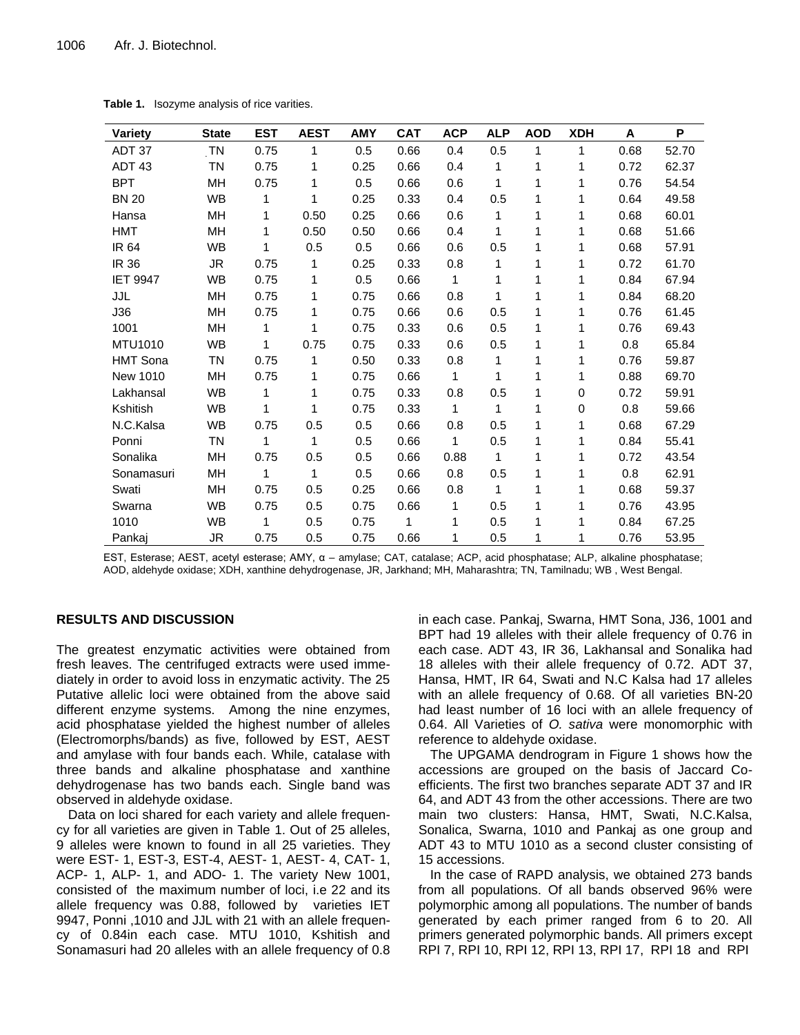**Table 1.** Isozyme analysis of rice varities.

| Variety | State | EST | AEST | AMY | CAT | ACP | ALP | AOD | XDH | A | P |
|---|---|---|---|---|---|---|---|---|---|---|---|
| ADT 37 | TN | 0.75 | 1 | 0.5 | 0.66 | 0.4 | 0.5 | 1 | 1 | 0.68 | 52.70 |
| ADT 43 | TN | 0.75 | 1 | 0.25 | 0.66 | 0.4 | 1 | 1 | 1 | 0.72 | 62.37 |
| BPT | MH | 0.75 | 1 | 0.5 | 0.66 | 0.6 | 1 | 1 | 1 | 0.76 | 54.54 |
| BN 20 | WB | 1 | 1 | 0.25 | 0.33 | 0.4 | 0.5 | 1 | 1 | 0.64 | 49.58 |
| Hansa | MH | 1 | 0.50 | 0.25 | 0.66 | 0.6 | 1 | 1 | 1 | 0.68 | 60.01 |
| HMT | MH | 1 | 0.50 | 0.50 | 0.66 | 0.4 | 1 | 1 | 1 | 0.68 | 51.66 |
| IR 64 | WB | 1 | 0.5 | 0.5 | 0.66 | 0.6 | 0.5 | 1 | 1 | 0.68 | 57.91 |
| IR 36 | JR | 0.75 | 1 | 0.25 | 0.33 | 0.8 | 1 | 1 | 1 | 0.72 | 61.70 |
| IET 9947 | WB | 0.75 | 1 | 0.5 | 0.66 | 1 | 1 | 1 | 1 | 0.84 | 67.94 |
| JJL | MH | 0.75 | 1 | 0.75 | 0.66 | 0.8 | 1 | 1 | 1 | 0.84 | 68.20 |
| J36 | MH | 0.75 | 1 | 0.75 | 0.66 | 0.6 | 0.5 | 1 | 1 | 0.76 | 61.45 |
| 1001 | MH | 1 | 1 | 0.75 | 0.33 | 0.6 | 0.5 | 1 | 1 | 0.76 | 69.43 |
| MTU1010 | WB | 1 | 0.75 | 0.75 | 0.33 | 0.6 | 0.5 | 1 | 1 | 0.8 | 65.84 |
| HMT Sona | TN | 0.75 | 1 | 0.50 | 0.33 | 0.8 | 1 | 1 | 1 | 0.76 | 59.87 |
| New 1010 | MH | 0.75 | 1 | 0.75 | 0.66 | 1 | 1 | 1 | 1 | 0.88 | 69.70 |
| Lakhansal | WB | 1 | 1 | 0.75 | 0.33 | 0.8 | 0.5 | 1 | 0 | 0.72 | 59.91 |
| Kshitish | WB | 1 | 1 | 0.75 | 0.33 | 1 | 1 | 1 | 0 | 0.8 | 59.66 |
| N.C.Kalsa | WB | 0.75 | 0.5 | 0.5 | 0.66 | 0.8 | 0.5 | 1 | 1 | 0.68 | 67.29 |
| Ponni | TN | 1 | 1 | 0.5 | 0.66 | 1 | 0.5 | 1 | 1 | 0.84 | 55.41 |
| Sonalika | MH | 0.75 | 0.5 | 0.5 | 0.66 | 0.88 | 1 | 1 | 1 | 0.72 | 43.54 |
| Sonamasuri | MH | 1 | 1 | 0.5 | 0.66 | 0.8 | 0.5 | 1 | 1 | 0.8 | 62.91 |
| Swati | MH | 0.75 | 0.5 | 0.25 | 0.66 | 0.8 | 1 | 1 | 1 | 0.68 | 59.37 |
| Swarna | WB | 0.75 | 0.5 | 0.75 | 0.66 | 1 | 0.5 | 1 | 1 | 0.76 | 43.95 |
| 1010 | WB | 1 | 0.5 | 0.75 | 1 | 1 | 0.5 | 1 | 1 | 0.84 | 67.25 |
| Pankaj | JR | 0.75 | 0.5 | 0.75 | 0.66 | 1 | 0.5 | 1 | 1 | 0.76 | 53.95 |

EST, Esterase; AEST, acetyl esterase; AMY, α – amylase; CAT, catalase; ACP, acid phosphatase; ALP, alkaline phosphatase; AOD, aldehyde oxidase; XDH, xanthine dehydrogenase, JR, Jarkhand; MH, Maharashtra; TN, Tamilnadu; WB , West Bengal.

## RESULTS AND DISCUSSION

The greatest enzymatic activities were obtained from fresh leaves. The centrifuged extracts were used immediately in order to avoid loss in enzymatic activity. The 25 Putative allelic loci were obtained from the above said different enzyme systems. Among the nine enzymes, acid phosphatase yielded the highest number of alleles (Electromorphs/bands) as five, followed by EST, AEST and amylase with four bands each. While, catalase with three bands and alkaline phosphatase and xanthine dehydrogenase has two bands each. Single band was observed in aldehyde oxidase.

Data on loci shared for each variety and allele frequency for all varieties are given in Table 1. Out of 25 alleles, 9 alleles were known to found in all 25 varieties. They were EST- 1, EST-3, EST-4, AEST- 1, AEST- 4, CAT- 1, ACP- 1, ALP- 1, and ADO- 1. The variety New 1001, consisted of the maximum number of loci, i.e 22 and its allele frequency was 0.88, followed by varieties IET 9947, Ponni ,1010 and JJL with 21 with an allele frequency of 0.84in each case. MTU 1010, Kshitish and Sonamasuri had 20 alleles with an allele frequency of 0.8 in each case. Pankaj, Swarna, HMT Sona, J36, 1001 and BPT had 19 alleles with their allele frequency of 0.76 in each case. ADT 43, IR 36, Lakhansal and Sonalika had 18 alleles with their allele frequency of 0.72. ADT 37, Hansa, HMT, IR 64, Swati and N.C Kalsa had 17 alleles with an allele frequency of 0.68. Of all varieties BN-20 had least number of 16 loci with an allele frequency of 0.64. All Varieties of *O. sativa* were monomorphic with reference to aldehyde oxidase.

The UPGAMA dendrogram in Figure 1 shows how the accessions are grouped on the basis of Jaccard Coefficients. The first two branches separate ADT 37 and IR 64, and ADT 43 from the other accessions. There are two main two clusters: Hansa, HMT, Swati, N.C.Kalsa, Sonalica, Swarna, 1010 and Pankaj as one group and ADT 43 to MTU 1010 as a second cluster consisting of 15 accessions.

In the case of RAPD analysis, we obtained 273 bands from all populations. Of all bands observed 96% were polymorphic among all populations. The number of bands generated by each primer ranged from 6 to 20. All primers generated polymorphic bands. All primers except RPI 7, RPI 10, RPI 12, RPI 13, RPI 17, RPI 18 and RPI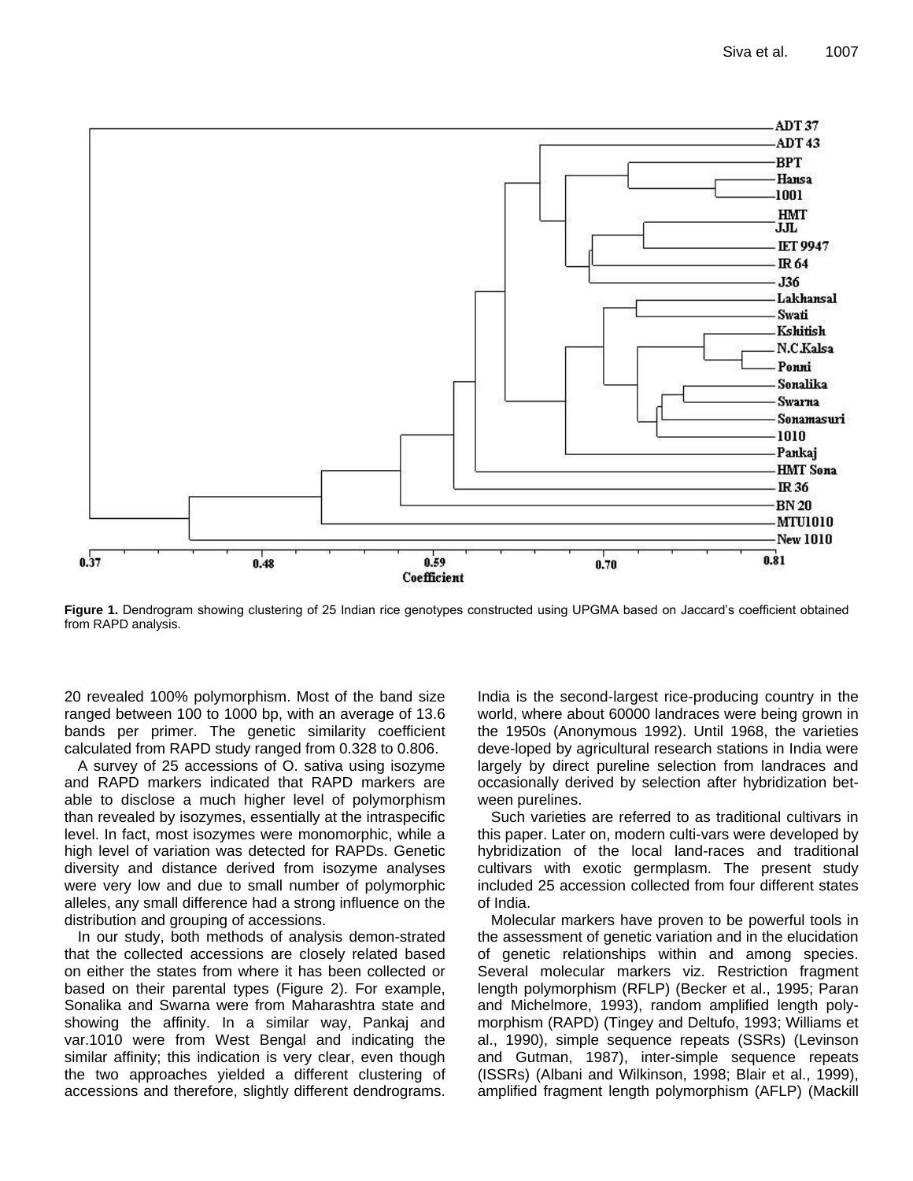**Figure 1.** Dendrogram showing clustering of 25 Indian rice genotypes constructed using UPGMA based on Jaccard's coefficient obtained from RAPD analysis.

20 revealed 100% polymorphism. Most of the band size ranged between 100 to 1000 bp, with an average of 13.6 bands per primer. The genetic similarity coefficient calculated from RAPD study ranged from 0.328 to 0.806.

A survey of 25 accessions of O. sativa using isozyme and RAPD markers indicated that RAPD markers are able to disclose a much higher level of polymorphism than revealed by isozymes, essentially at the intraspecific level. In fact, most isozymes were monomorphic, while a high level of variation was detected for RAPDs. Genetic diversity and distance derived from isozyme analyses were very low and due to small number of polymorphic alleles, any small difference had a strong influence on the distribution and grouping of accessions.

In our study, both methods of analysis demon-strated that the collected accessions are closely related based on either the states from where it has been collected or based on their parental types (Figure 2). For example, Sonalika and Swarna were from Maharashtra state and showing the affinity. In a similar way, Pankaj and var.1010 were from West Bengal and indicating the similar affinity; this indication is very clear, even though the two approaches yielded a different clustering of accessions and therefore, slightly different dendrograms.

India is the second-largest rice-producing country in the world, where about 60000 landraces were being grown in the 1950s (Anonymous 1992). Until 1968, the varieties deve-loped by agricultural research stations in India were largely by direct pureline selection from landraces and occasionally derived by selection after hybridization bet-ween purelines.

Such varieties are referred to as traditional cultivars in this paper. Later on, modern culti-vars were developed by hybridization of the local land-races and traditional cultivars with exotic germplasm. The present study included 25 accession collected from four different states of India.

Molecular markers have proven to be powerful tools in the assessment of genetic variation and in the elucidation of genetic relationships within and among species. Several molecular markers viz. Restriction fragment length polymorphism (RFLP) (Becker et al., 1995; Paran and Michelmore, 1993), random amplified length poly-morphism (RAPD) (Tingey and Deltufo, 1993; Williams et al., 1990), simple sequence repeats (SSRs) (Levinson and Gutman, 1987), inter-simple sequence repeats (ISSRs) (Albani and Wilkinson, 1998; Blair et al., 1999), amplified fragment length polymorphism (AFLP) (Mackill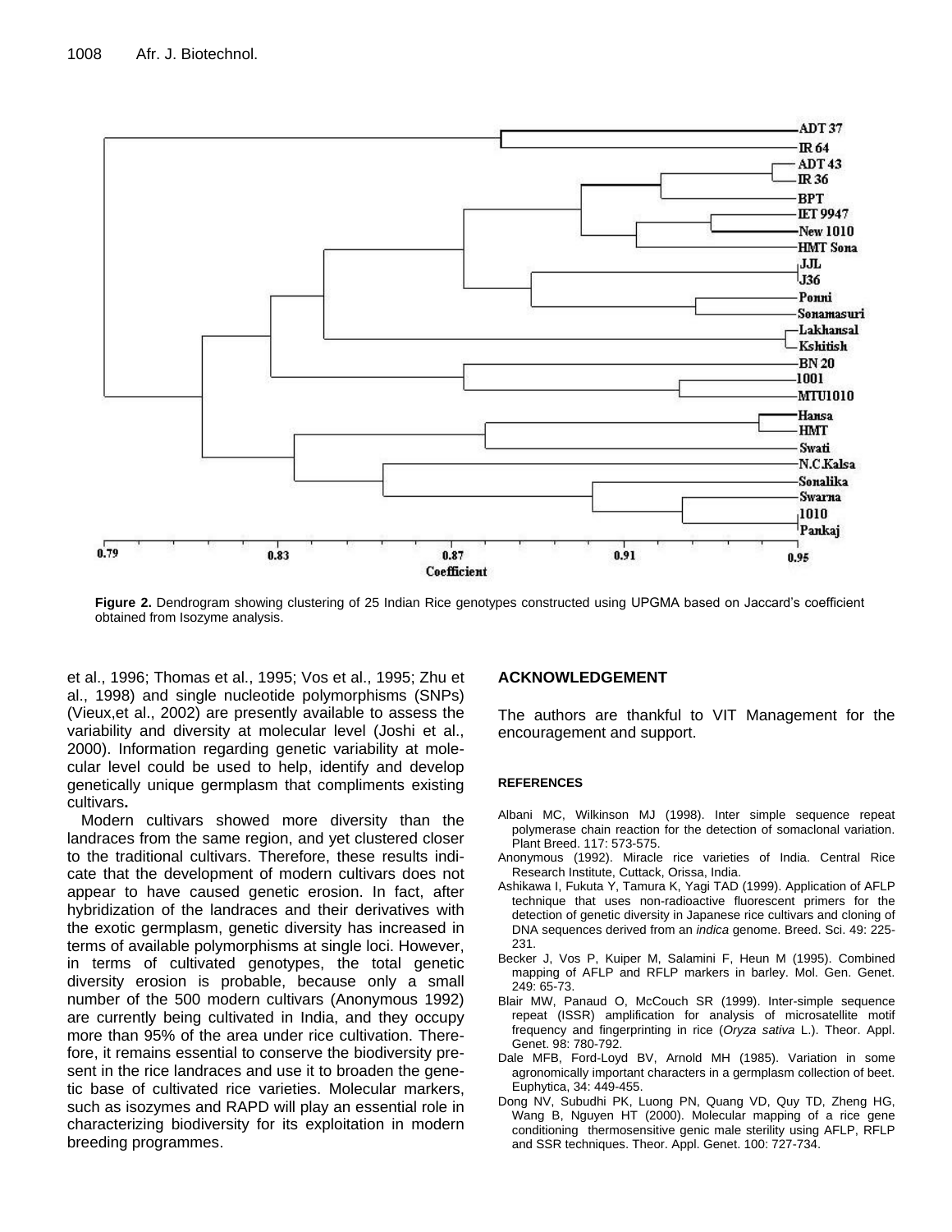**Figure 2.** Dendrogram showing clustering of 25 Indian Rice genotypes constructed using UPGMA based on Jaccard's coefficient obtained from Isozyme analysis.

et al., 1996; Thomas et al., 1995; Vos et al., 1995; Zhu et al., 1998) and single nucleotide polymorphisms (SNPs) (Vieux,et al., 2002) are presently available to assess the variability and diversity at molecular level (Joshi et al., 2000). Information regarding genetic variability at molecular level could be used to help, identify and develop genetically unique germplasm that compliments existing cultivars**.**

Modern cultivars showed more diversity than the landraces from the same region, and yet clustered closer to the traditional cultivars. Therefore, these results indicate that the development of modern cultivars does not appear to have caused genetic erosion. In fact, after hybridization of the landraces and their derivatives with the exotic germplasm, genetic diversity has increased in terms of available polymorphisms at single loci. However, in terms of cultivated genotypes, the total genetic diversity erosion is probable, because only a small number of the 500 modern cultivars (Anonymous 1992) are currently being cultivated in India, and they occupy more than 95% of the area under rice cultivation. Therefore, it remains essential to conserve the biodiversity present in the rice landraces and use it to broaden the genetic base of cultivated rice varieties. Molecular markers, such as isozymes and RAPD will play an essential role in characterizing biodiversity for its exploitation in modern breeding programmes.

## ACKNOWLEDGEMENT

The authors are thankful to VIT Management for the encouragement and support.

## REFERENCES

Albani MC, Wilkinson MJ (1998). Inter simple sequence repeat polymerase chain reaction for the detection of somaclonal variation. Plant Breed. 117: 573-575.

Anonymous (1992). Miracle rice varieties of India. Central Rice Research Institute, Cuttack, Orissa, India.

Ashikawa I, Fukuta Y, Tamura K, Yagi TAD (1999). Application of AFLP technique that uses non-radioactive fluorescent primers for the detection of genetic diversity in Japanese rice cultivars and cloning of DNA sequences derived from an *indica* genome. Breed. Sci. 49: 225-231.

Becker J, Vos P, Kuiper M, Salamini F, Heun M (1995). Combined mapping of AFLP and RFLP markers in barley. Mol. Gen. Genet. 249: 65-73.

Blair MW, Panaud O, McCouch SR (1999). Inter-simple sequence repeat (ISSR) amplification for analysis of microsatellite motif frequency and fingerprinting in rice (*Oryza sativa* L.). Theor. Appl. Genet. 98: 780-792.

Dale MFB, Ford-Loyd BV, Arnold MH (1985). Variation in some agronomically important characters in a germplasm collection of beet. Euphytica, 34: 449-455.

Dong NV, Subudhi PK, Luong PN, Quang VD, Quy TD, Zheng HG, Wang B, Nguyen HT (2000). Molecular mapping of a rice gene conditioning thermosensitive genic male sterility using AFLP, RFLP and SSR techniques. Theor. Appl. Genet. 100: 727-734.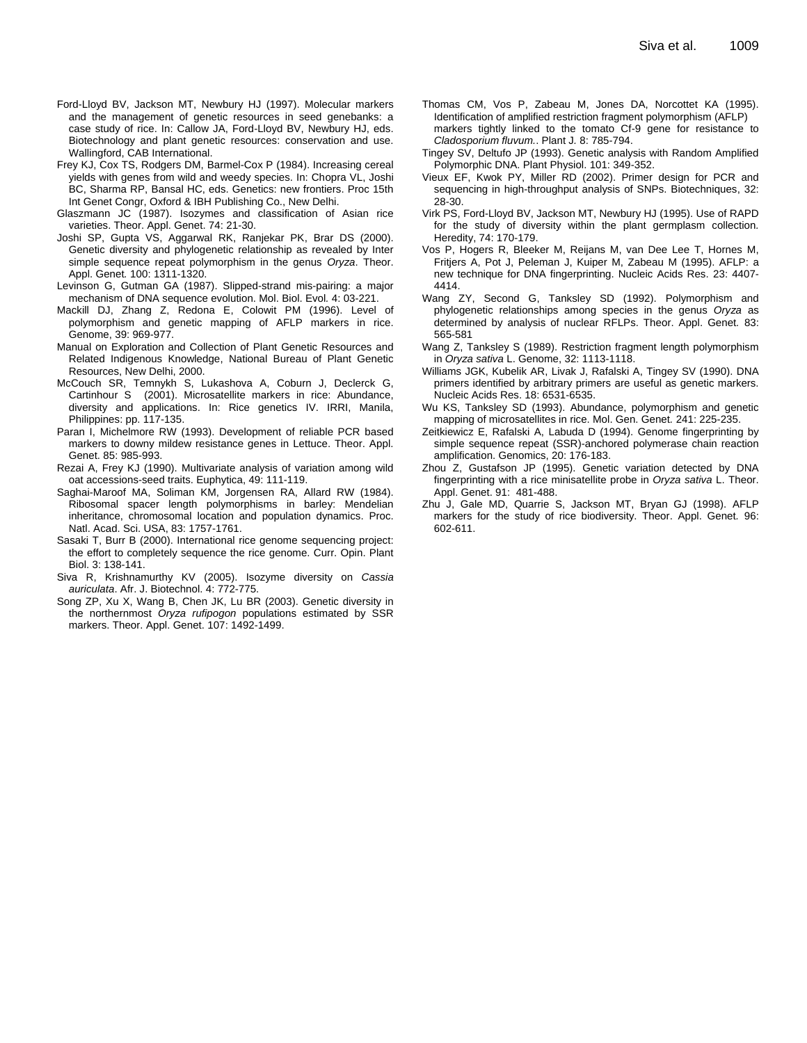Ford-Lloyd BV, Jackson MT, Newbury HJ (1997). Molecular markers and the management of genetic resources in seed genebanks: a case study of rice. In: Callow JA, Ford-Lloyd BV, Newbury HJ, eds. Biotechnology and plant genetic resources: conservation and use. Wallingford, CAB International.

Frey KJ, Cox TS, Rodgers DM, Barmel-Cox P (1984). Increasing cereal yields with genes from wild and weedy species. In: Chopra VL, Joshi BC, Sharma RP, Bansal HC, eds. Genetics: new frontiers. Proc 15th Int Genet Congr, Oxford & IBH Publishing Co., New Delhi.

Glaszmann JC (1987). Isozymes and classification of Asian rice varieties. Theor. Appl. Genet. 74: 21-30.

Joshi SP, Gupta VS, Aggarwal RK, Ranjekar PK, Brar DS (2000). Genetic diversity and phylogenetic relationship as revealed by Inter simple sequence repeat polymorphism in the genus *Oryza*. Theor. Appl. Genet. 100: 1311-1320.

Levinson G, Gutman GA (1987). Slipped-strand mis-pairing: a major mechanism of DNA sequence evolution. Mol. Biol. Evol. 4: 03-221.

Mackill DJ, Zhang Z, Redona E, Colowit PM (1996). Level of polymorphism and genetic mapping of AFLP markers in rice. Genome, 39: 969-977.

Manual on Exploration and Collection of Plant Genetic Resources and Related Indigenous Knowledge, National Bureau of Plant Genetic Resources, New Delhi, 2000.

McCouch SR, Temnykh S, Lukashova A, Coburn J, Declerck G, Cartinhour S (2001). Microsatellite markers in rice: Abundance, diversity and applications. In: Rice genetics IV. IRRI, Manila, Philippines: pp. 117-135.

Paran I, Michelmore RW (1993). Development of reliable PCR based markers to downy mildew resistance genes in Lettuce. Theor. Appl. Genet. 85: 985-993.

Rezai A, Frey KJ (1990). Multivariate analysis of variation among wild oat accessions-seed traits. Euphytica, 49: 111-119.

Saghai-Maroof MA, Soliman KM, Jorgensen RA, Allard RW (1984). Ribosomal spacer length polymorphisms in barley: Mendelian inheritance, chromosomal location and population dynamics. Proc. Natl. Acad. Sci. USA, 83: 1757-1761.

Sasaki T, Burr B (2000). International rice genome sequencing project: the effort to completely sequence the rice genome. Curr. Opin. Plant Biol. 3: 138-141.

Siva R, Krishnamurthy KV (2005). Isozyme diversity on *Cassia auriculata*. Afr. J. Biotechnol. 4: 772-775.

Song ZP, Xu X, Wang B, Chen JK, Lu BR (2003). Genetic diversity in the northernmost *Oryza rufipogon* populations estimated by SSR markers. Theor. Appl. Genet. 107: 1492-1499.

Thomas CM, Vos P, Zabeau M, Jones DA, Norcottet KA (1995). Identification of amplified restriction fragment polymorphism (AFLP) markers tightly linked to the tomato Cf-9 gene for resistance to *Cladosporium fluvum.*. Plant J. 8: 785-794.

Tingey SV, Deltufo JP (1993). Genetic analysis with Random Amplified Polymorphic DNA. Plant Physiol. 101: 349-352.

Vieux EF, Kwok PY, Miller RD (2002). Primer design for PCR and sequencing in high-throughput analysis of SNPs. Biotechniques, 32: 28-30.

Virk PS, Ford-Lloyd BV, Jackson MT, Newbury HJ (1995). Use of RAPD for the study of diversity within the plant germplasm collection. Heredity, 74: 170-179.

Vos P, Hogers R, Bleeker M, Reijans M, van Dee Lee T, Hornes M, Fritjers A, Pot J, Peleman J, Kuiper M, Zabeau M (1995). AFLP: a new technique for DNA fingerprinting. Nucleic Acids Res. 23: 4407-4414.

Wang ZY, Second G, Tanksley SD (1992). Polymorphism and phylogenetic relationships among species in the genus *Oryza* as determined by analysis of nuclear RFLPs. Theor. Appl. Genet. 83: 565-581

Wang Z, Tanksley S (1989). Restriction fragment length polymorphism in *Oryza sativa* L. Genome, 32: 1113-1118.

Williams JGK, Kubelik AR, Livak J, Rafalski A, Tingey SV (1990). DNA primers identified by arbitrary primers are useful as genetic markers. Nucleic Acids Res. 18: 6531-6535.

Wu KS, Tanksley SD (1993). Abundance, polymorphism and genetic mapping of microsatellites in rice. Mol. Gen. Genet. 241: 225-235.

Zeitkiewicz E, Rafalski A, Labuda D (1994). Genome fingerprinting by simple sequence repeat (SSR)-anchored polymerase chain reaction amplification. Genomics, 20: 176-183.

Zhou Z, Gustafson JP (1995). Genetic variation detected by DNA fingerprinting with a rice minisatellite probe in *Oryza sativa* L. Theor. Appl. Genet. 91: 481-488.

Zhu J, Gale MD, Quarrie S, Jackson MT, Bryan GJ (1998). AFLP markers for the study of rice biodiversity. Theor. Appl. Genet. 96: 602-611.